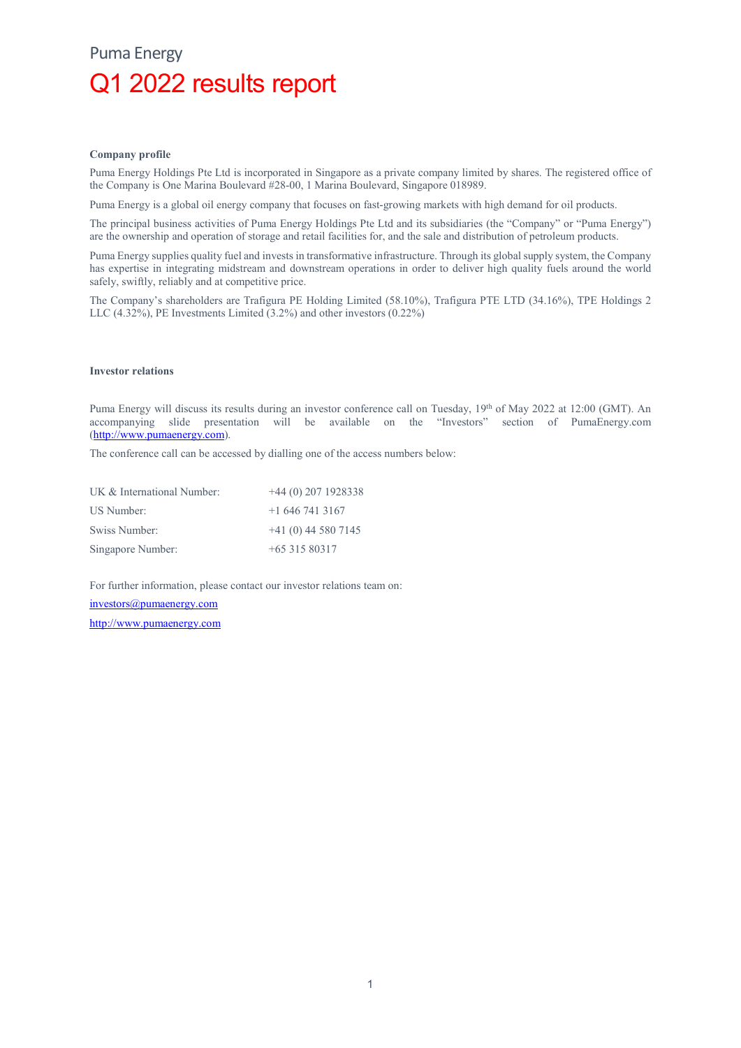Puma Energy

# Q1 2022 results report

**Company profile**

Puma Energy Holdings Pte Ltd is incorporated in Singapore as a private company limited by shares. The registered office of the Company is One Marina Boulevard #28-00, 1 Marina Boulevard, Singapore 018989.

Puma Energy is a global oil energy company that focuses on fast-growing markets with high demand for oil products.

The principal business activities of Puma Energy Holdings Pte Ltd and its subsidiaries (the "Company" or "Puma Energy") are the ownership and operation of storage and retail facilities for, and the sale and distribution of petroleum products.

Puma Energy supplies quality fuel and invests in transformative infrastructure. Through its global supply system, the Company has expertise in integrating midstream and downstream operations in order to deliver high quality fuels around the world safely, swiftly, reliably and at competitive price.

The Company's shareholders are Trafigura PE Holding Limited (58.10%), Trafigura PTE LTD (34.16%), TPE Holdings 2 LLC (4.32%), PE Investments Limited (3.2%) and other investors (0.22%)

**Investor relations**

Puma Energy will discuss its results during an investor conference call on Tuesday, 19th of May 2022 at 12:00 (GMT). An accompanying slide presentation will be available on the "Investors" section of PumaEnergy.com (http://www.pumaenergy.com).

The conference call can be accessed by dialling one of the access numbers below:

| | |
|---|---|
| UK & International Number: | +44 (0) 207 1928338 |
| US Number: | +1 646 741 3167 |
| Swiss Number: | +41 (0) 44 580 7145 |
| Singapore Number: | +65 315 80317 |

For further information, please contact our investor relations team on:

investors@pumaenergy.com

http://www.pumaenergy.com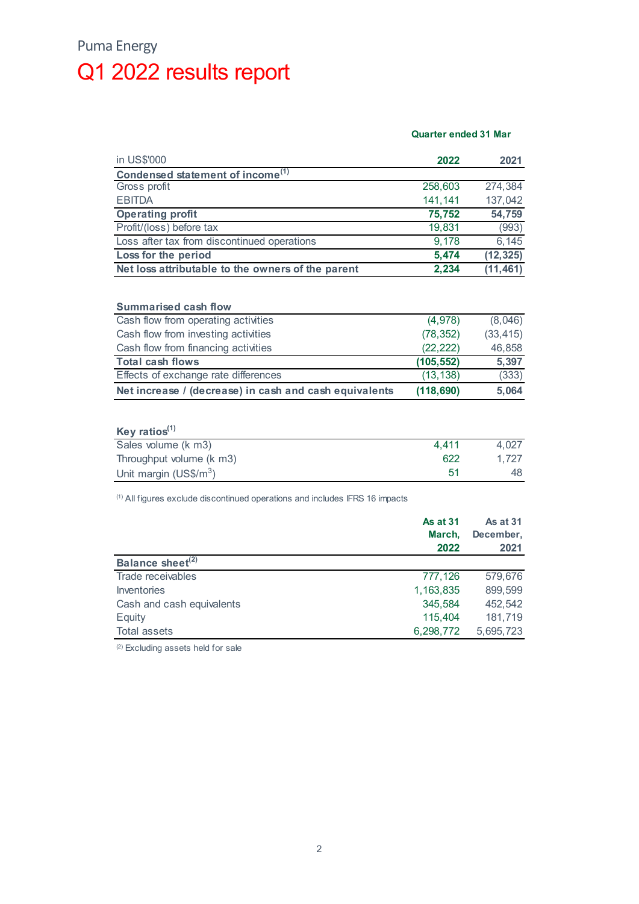Puma Energy

# Q1 2022 results report

| in US$'000 | Quarter ended 31 Mar 2022 | 2021 |
|---|---|---|
| **Condensed statement of income[(1)]** | | |
| Gross profit | 258,603 | 274,384 |
| EBITDA | 141,141 | 137,042 |
| **Operating profit** | **75,752** | **54,759** |
| Profit/(loss) before tax | 19,831 | (993) |
| Loss after tax from discontinued operations | 9,178 | 6,145 |
| **Loss for the period** | **5,474** | **(12,325)** |
| **Net loss attributable to the owners of the parent** | **2,234** | **(11,461)** |
| | | |
| **Summarised cash flow** | | |
| Cash flow from operating activities | (4,978) | (8,046) |
| Cash flow from investing activities | (78,352) | (33,415) |
| Cash flow from financing activities | (22,222) | 46,858 |
| **Total cash flows** | **(105,552)** | **5,397** |
| Effects of exchange rate differences | (13,138) | (333) |
| **Net increase / (decrease) in cash and cash equivalents** | **(118,690)** | **5,064** |
| | | |
| **Key ratios[(1)]** | | |
| Sales volume (k m3) | 4,411 | 4,027 |
| Throughput volume (k m3) | 622 | 1,727 |
| Unit margin (US$/$m^3$) | 51 | 48 |

(1) All figures exclude discontinued operations and includes IFRS 16 impacts

| | As at 31 March, 2022 | As at 31 December, 2021 |
|---|---|---|
| **Balance sheet[(2)]** | | |
| Trade receivables | 777,126 | 579,676 |
| Inventories | 1,163,835 | 899,599 |
| Cash and cash equivalents | 345,584 | 452,542 |
| Equity | 115,404 | 181,719 |
| Total assets | 6,298,772 | 5,695,723 |

(2) Excluding assets held for sale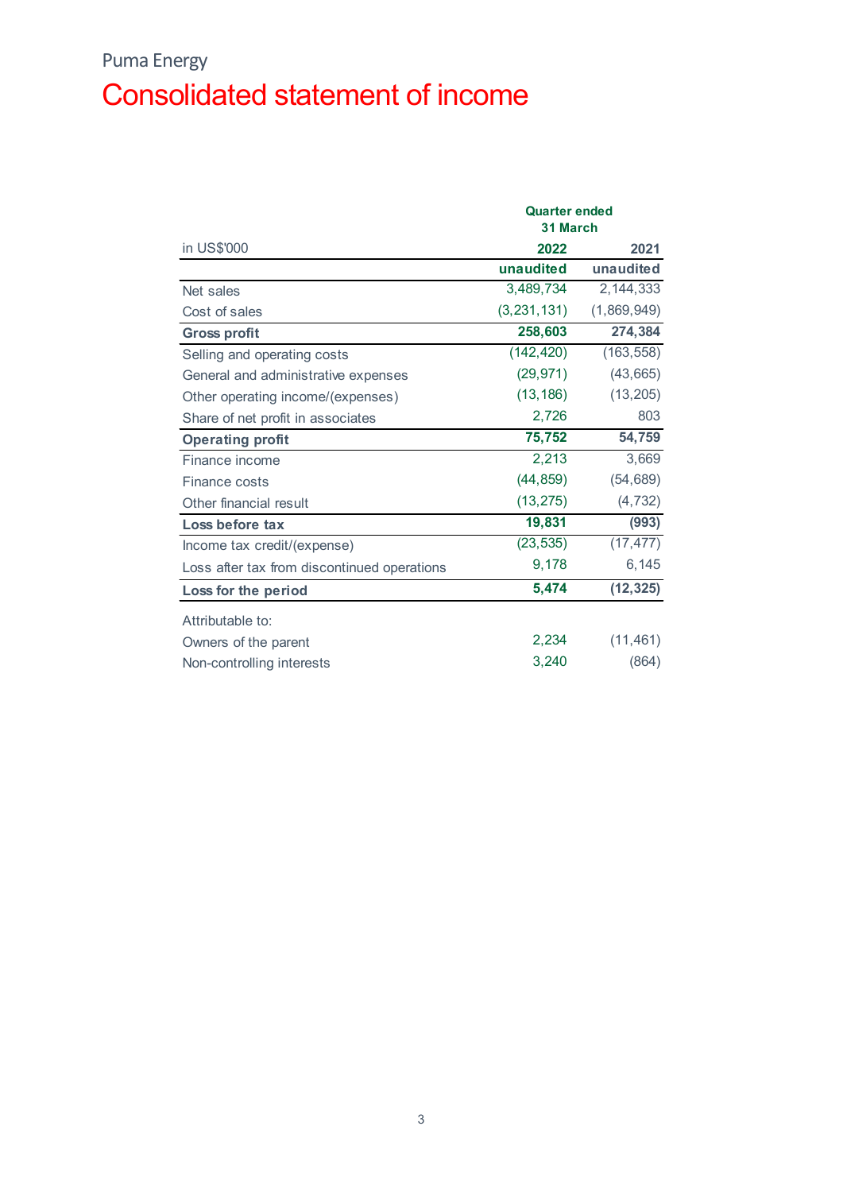Puma Energy

# Consolidated statement of income

| in US$'000 | Quarter ended 31 March 2022 unaudited | 2021 unaudited |
|---|---|---|
| Net sales | 3,489,734 | 2,144,333 |
| Cost of sales | (3,231,131) | (1,869,949) |
| **Gross profit** | **258,603** | **274,384** |
| Selling and operating costs | (142,420) | (163,558) |
| General and administrative expenses | (29,971) | (43,665) |
| Other operating income/(expenses) | (13,186) | (13,205) |
| Share of net profit in associates | 2,726 | 803 |
| **Operating profit** | **75,752** | **54,759** |
| Finance income | 2,213 | 3,669 |
| Finance costs | (44,859) | (54,689) |
| Other financial result | (13,275) | (4,732) |
| **Loss before tax** | **19,831** | **(993)** |
| Income tax credit/(expense) | (23,535) | (17,477) |
| Loss after tax from discontinued operations | 9,178 | 6,145 |
| **Loss for the period** | **5,474** | **(12,325)** |
| Attributable to: | | |
| Owners of the parent | 2,234 | (11,461) |
| Non-controlling interests | 3,240 | (864) |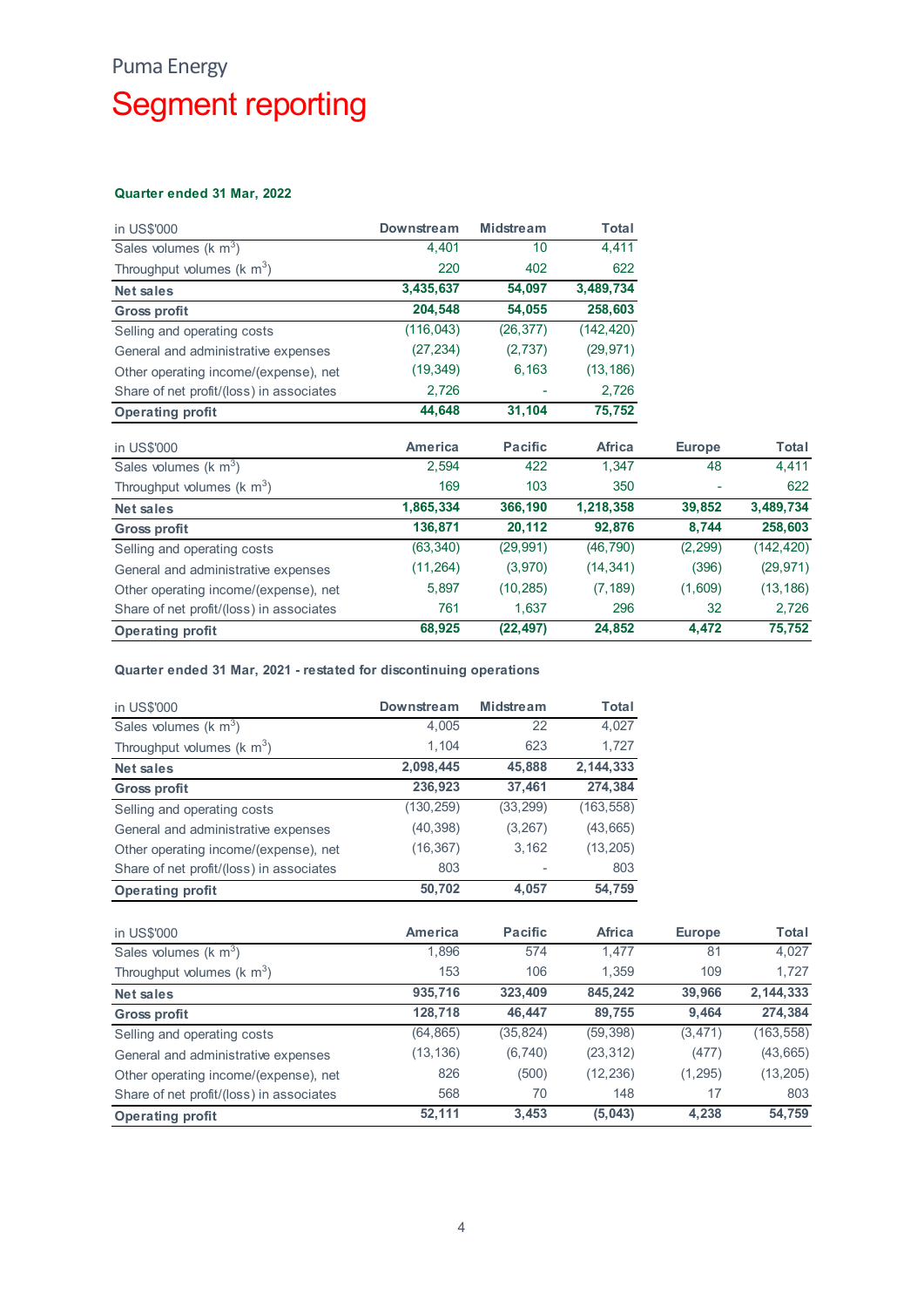Puma Energy

# Segment reporting

### Quarter ended 31 Mar, 2022

| in US$'000 | Downstream | Midstream | Total |
|---|---|---|---|
| Sales volumes (k $m^3$) | 4,401 | 10 | 4,411 |
| Throughput volumes (k $m^3$) | 220 | 402 | 622 |
| **Net sales** | **3,435,637** | **54,097** | **3,489,734** |
| **Gross profit** | **204,548** | **54,055** | **258,603** |
| Selling and operating costs | (116,043) | (26,377) | (142,420) |
| General and administrative expenses | (27,234) | (2,737) | (29,971) |
| Other operating income/(expense), net | (19,349) | 6,163 | (13,186) |
| Share of net profit/(loss) in associates | 2,726 | - | 2,726 |
| **Operating profit** | **44,648** | **31,104** | **75,752** |

| in US$'000 | America | Pacific | Africa | Europe | Total |
|---|---|---|---|---|---|
| Sales volumes (k $m^3$) | 2,594 | 422 | 1,347 | 48 | 4,411 |
| Throughput volumes (k $m^3$) | 169 | 103 | 350 | - | 622 |
| **Net sales** | **1,865,334** | **366,190** | **1,218,358** | **39,852** | **3,489,734** |
| **Gross profit** | **136,871** | **20,112** | **92,876** | **8,744** | **258,603** |
| Selling and operating costs | (63,340) | (29,991) | (46,790) | (2,299) | (142,420) |
| General and administrative expenses | (11,264) | (3,970) | (14,341) | (396) | (29,971) |
| Other operating income/(expense), net | 5,897 | (10,285) | (7,189) | (1,609) | (13,186) |
| Share of net profit/(loss) in associates | 761 | 1,637 | 296 | 32 | 2,726 |
| **Operating profit** | **68,925** | **(22,497)** | **24,852** | **4,472** | **75,752** |

### Quarter ended 31 Mar, 2021 - restated for discontinuing operations

| in US$'000 | Downstream | Midstream | Total |
|---|---|---|---|
| Sales volumes (k $m^3$) | 4,005 | 22 | 4,027 |
| Throughput volumes (k $m^3$) | 1,104 | 623 | 1,727 |
| **Net sales** | **2,098,445** | **45,888** | **2,144,333** |
| **Gross profit** | **236,923** | **37,461** | **274,384** |
| Selling and operating costs | (130,259) | (33,299) | (163,558) |
| General and administrative expenses | (40,398) | (3,267) | (43,665) |
| Other operating income/(expense), net | (16,367) | 3,162 | (13,205) |
| Share of net profit/(loss) in associates | 803 | - | 803 |
| **Operating profit** | **50,702** | **4,057** | **54,759** |

| in US$'000 | America | Pacific | Africa | Europe | Total |
|---|---|---|---|---|---|
| Sales volumes (k $m^3$) | 1,896 | 574 | 1,477 | 81 | 4,027 |
| Throughput volumes (k $m^3$) | 153 | 106 | 1,359 | 109 | 1,727 |
| **Net sales** | **935,716** | **323,409** | **845,242** | **39,966** | **2,144,333** |
| **Gross profit** | **128,718** | **46,447** | **89,755** | **9,464** | **274,384** |
| Selling and operating costs | (64,865) | (35,824) | (59,398) | (3,471) | (163,558) |
| General and administrative expenses | (13,136) | (6,740) | (23,312) | (477) | (43,665) |
| Other operating income/(expense), net | 826 | (500) | (12,236) | (1,295) | (13,205) |
| Share of net profit/(loss) in associates | 568 | 70 | 148 | 17 | 803 |
| **Operating profit** | **52,111** | **3,453** | **(5,043)** | **4,238** | **54,759** |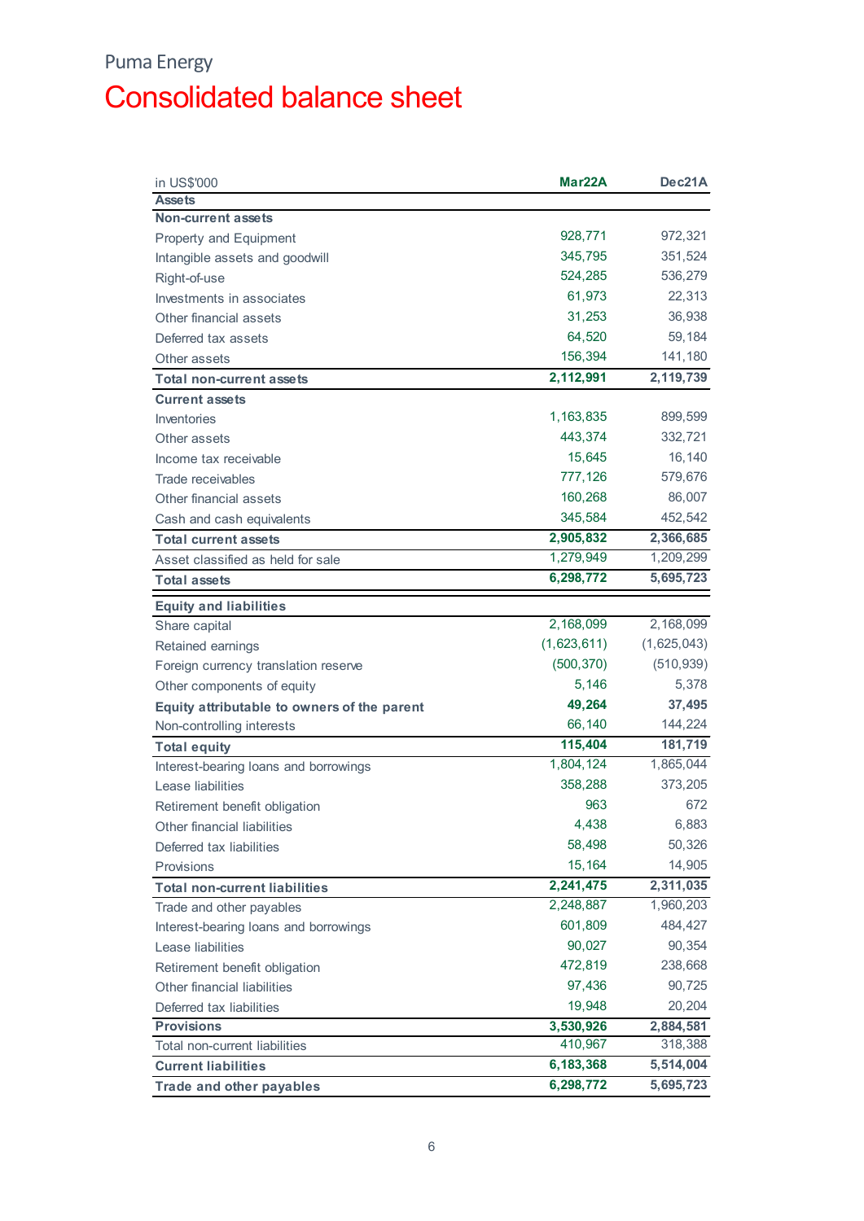Puma Energy

# Consolidated balance sheet

| in US$'000 | Mar22A | Dec21A |
|---|---|---|
| **Assets** | | |
| **Non-current assets** | | |
| Property and Equipment | 928,771 | 972,321 |
| Intangible assets and goodwill | 345,795 | 351,524 |
| Right-of-use | 524,285 | 536,279 |
| Investments in associates | 61,973 | 22,313 |
| Other financial assets | 31,253 | 36,938 |
| Deferred tax assets | 64,520 | 59,184 |
| Other assets | 156,394 | 141,180 |
| **Total non-current assets** | **2,112,991** | **2,119,739** |
| **Current assets** | | |
| Inventories | 1,163,835 | 899,599 |
| Other assets | 443,374 | 332,721 |
| Income tax receivable | 15,645 | 16,140 |
| Trade receivables | 777,126 | 579,676 |
| Other financial assets | 160,268 | 86,007 |
| Cash and cash equivalents | 345,584 | 452,542 |
| **Total current assets** | **2,905,832** | **2,366,685** |
| Asset classified as held for sale | 1,279,949 | 1,209,299 |
| **Total assets** | **6,298,772** | **5,695,723** |
| **Equity and liabilities** | | |
| Share capital | 2,168,099 | 2,168,099 |
| Retained earnings | (1,623,611) | (1,625,043) |
| Foreign currency translation reserve | (500,370) | (510,939) |
| Other components of equity | 5,146 | 5,378 |
| **Equity attributable to owners of the parent** | **49,264** | **37,495** |
| Non-controlling interests | 66,140 | 144,224 |
| **Total equity** | **115,404** | **181,719** |
| Interest-bearing loans and borrowings | 1,804,124 | 1,865,044 |
| Lease liabilities | 358,288 | 373,205 |
| Retirement benefit obligation | 963 | 672 |
| Other financial liabilities | 4,438 | 6,883 |
| Deferred tax liabilities | 58,498 | 50,326 |
| Provisions | 15,164 | 14,905 |
| **Total non-current liabilities** | **2,241,475** | **2,311,035** |
| Trade and other payables | 2,248,887 | 1,960,203 |
| Interest-bearing loans and borrowings | 601,809 | 484,427 |
| Lease liabilities | 90,027 | 90,354 |
| Retirement benefit obligation | 472,819 | 238,668 |
| Other financial liabilities | 97,436 | 90,725 |
| Deferred tax liabilities | 19,948 | 20,204 |
| **Provisions** | **3,530,926** | **2,884,581** |
| Total non-current liabilities | 410,967 | 318,388 |
| **Current liabilities** | **6,183,368** | **5,514,004** |
| **Trade and other payables** | **6,298,772** | **5,695,723** |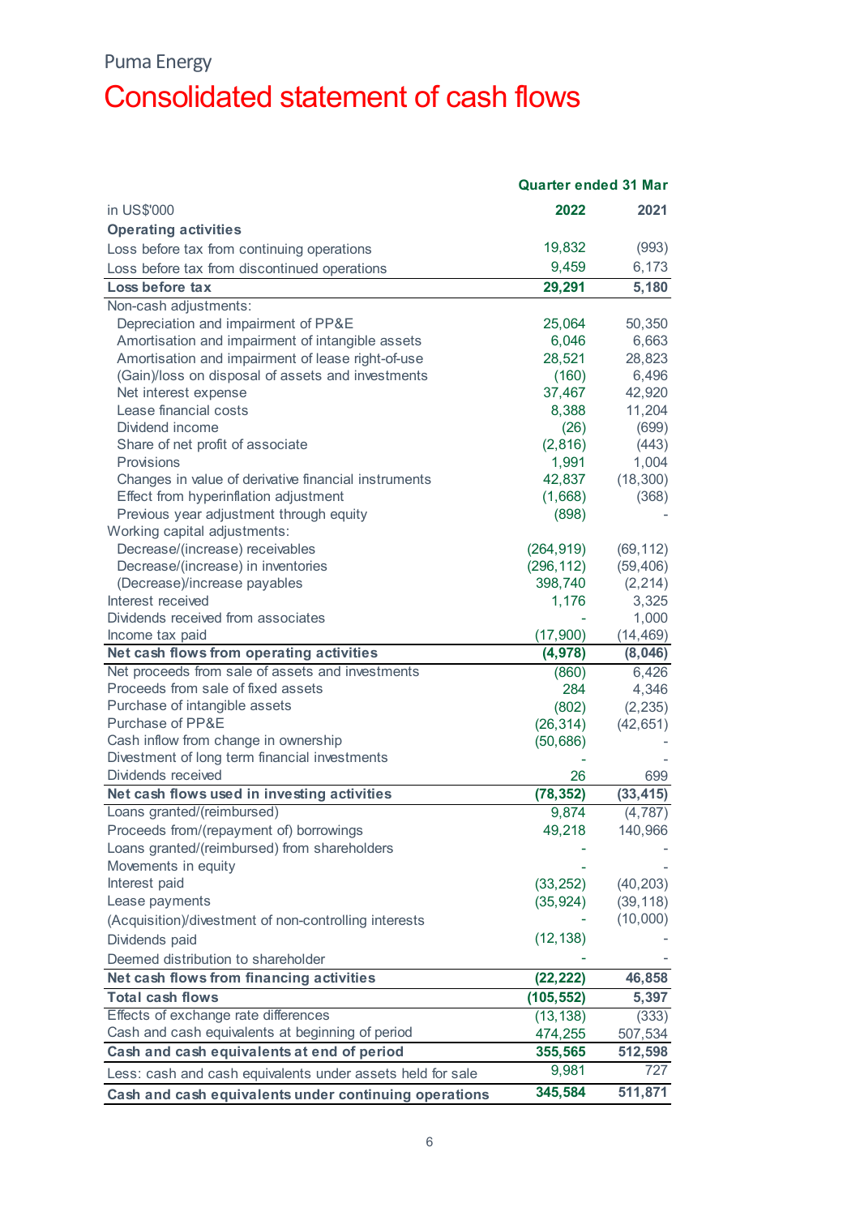Puma Energy

# Consolidated statement of cash flows

| in US$'000 | Quarter ended 31 Mar 2022 | 2021 |
|---|---|---|
| **Operating activities** | | |
| Loss before tax from continuing operations | 19,832 | (993) |
| Loss before tax from discontinued operations | 9,459 | 6,173 |
| **Loss before tax** | **29,291** | **5,180** |
| Non-cash adjustments: | | |
| Depreciation and impairment of PP&E | 25,064 | 50,350 |
| Amortisation and impairment of intangible assets | 6,046 | 6,663 |
| Amortisation and impairment of lease right-of-use | 28,521 | 28,823 |
| (Gain)/loss on disposal of assets and investments | (160) | 6,496 |
| Net interest expense | 37,467 | 42,920 |
| Lease financial costs | 8,388 | 11,204 |
| Dividend income | (26) | (699) |
| Share of net profit of associate | (2,816) | (443) |
| Provisions | 1,991 | 1,004 |
| Changes in value of derivative financial instruments | 42,837 | (18,300) |
| Effect from hyperinflation adjustment | (1,668) | (368) |
| Previous year adjustment through equity | (898) | - |
| Working capital adjustments: | | |
| Decrease/(increase) receivables | (264,919) | (69,112) |
| Decrease/(increase) in inventories | (296,112) | (59,406) |
| (Decrease)/increase payables | 398,740 | (2,214) |
| Interest received | 1,176 | 3,325 |
| Dividends received from associates | - | 1,000 |
| Income tax paid | (17,900) | (14,469) |
| **Net cash flows from operating activities** | **(4,978)** | **(8,046)** |
| Net proceeds from sale of assets and investments | (860) | 6,426 |
| Proceeds from sale of fixed assets | 284 | 4,346 |
| Purchase of intangible assets | (802) | (2,235) |
| Purchase of PP&E | (26,314) | (42,651) |
| Cash inflow from change in ownership | (50,686) | - |
| Divestment of long term financial investments | - | - |
| Dividends received | 26 | 699 |
| **Net cash flows used in investing activities** | **(78,352)** | **(33,415)** |
| Loans granted/(reimbursed) | 9,874 | (4,787) |
| Proceeds from/(repayment of) borrowings | 49,218 | 140,966 |
| Loans granted/(reimbursed) from shareholders | - | - |
| Movements in equity | - | - |
| Interest paid | (33,252) | (40,203) |
| Lease payments | (35,924) | (39,118) |
| (Acquisition)/divestment of non-controlling interests | - | (10,000) |
| Dividends paid | (12,138) | - |
| Deemed distribution to shareholder | - | - |
| **Net cash flows from financing activities** | **(22,222)** | **46,858** |
| **Total cash flows** | **(105,552)** | **5,397** |
| Effects of exchange rate differences | (13,138) | (333) |
| Cash and cash equivalents at beginning of period | 474,255 | 507,534 |
| **Cash and cash equivalents at end of period** | **355,565** | **512,598** |
| Less: cash and cash equivalents under assets held for sale | 9,981 | 727 |
| **Cash and cash equivalents under continuing operations** | **345,584** | **511,871** |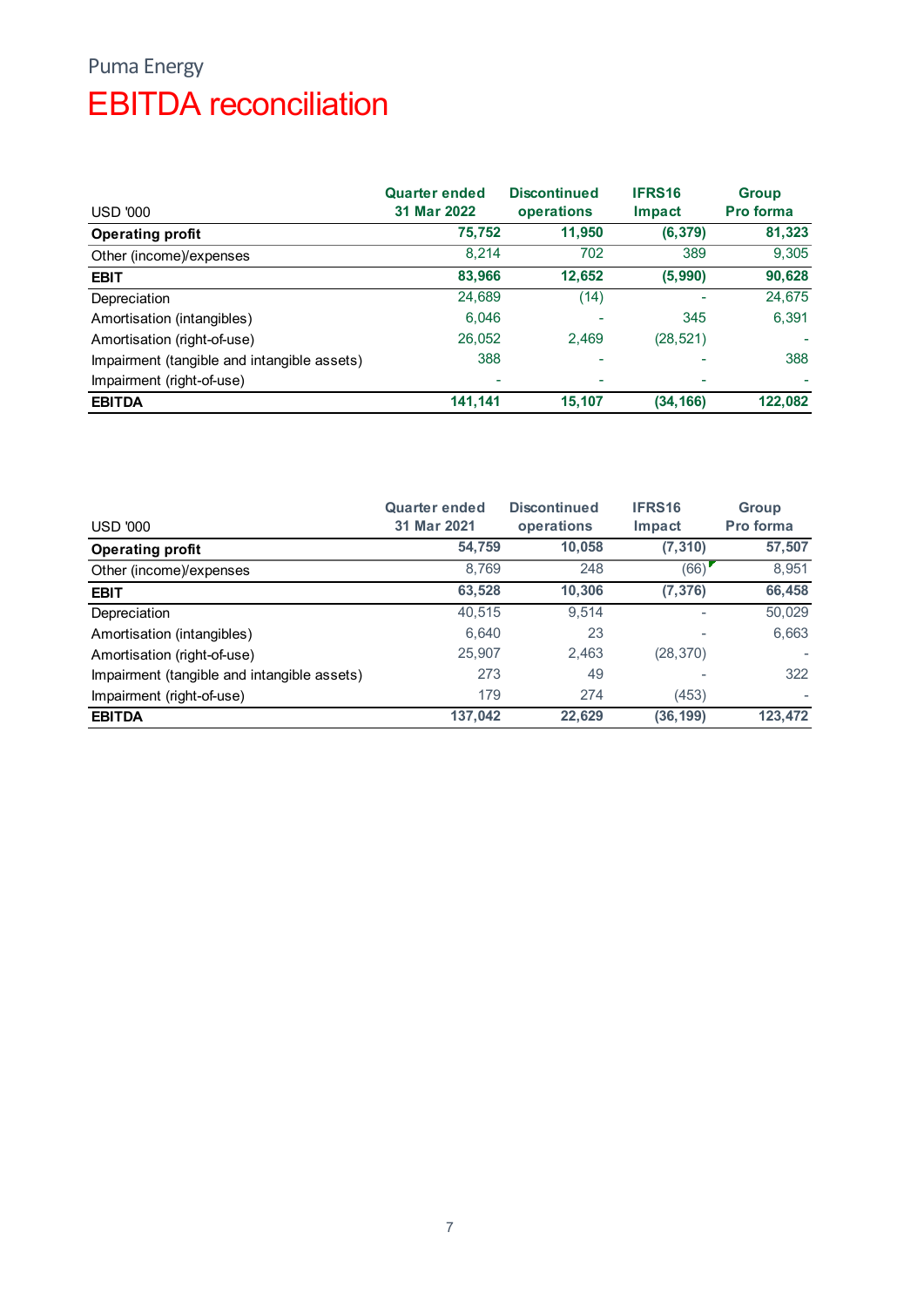Puma Energy

# EBITDA reconciliation

| USD '000 | Quarter ended 31 Mar 2022 | Discontinued operations | IFRS16 Impact | Group Pro forma |
|---|---|---|---|---|
| **Operating profit** | **75,752** | **11,950** | **(6,379)** | **81,323** |
| Other (income)/expenses | 8,214 | 702 | 389 | 9,305 |
| **EBIT** | **83,966** | **12,652** | **(5,990)** | **90,628** |
| Depreciation | 24,689 | (14) | - | 24,675 |
| Amortisation (intangibles) | 6,046 | - | 345 | 6,391 |
| Amortisation (right-of-use) | 26,052 | 2,469 | (28,521) | - |
| Impairment (tangible and intangible assets) | 388 | - | - | 388 |
| Impairment (right-of-use) | - | - | - | - |
| **EBITDA** | **141,141** | **15,107** | **(34,166)** | **122,082** |

| USD '000 | Quarter ended 31 Mar 2021 | Discontinued operations | IFRS16 Impact | Group Pro forma |
|---|---|---|---|---|
| **Operating profit** | **54,759** | **10,058** | **(7,310)** | **57,507** |
| Other (income)/expenses | 8,769 | 248 | (66) | 8,951 |
| **EBIT** | **63,528** | **10,306** | **(7,376)** | **66,458** |
| Depreciation | 40,515 | 9,514 | - | 50,029 |
| Amortisation (intangibles) | 6,640 | 23 | - | 6,663 |
| Amortisation (right-of-use) | 25,907 | 2,463 | (28,370) | - |
| Impairment (tangible and intangible assets) | 273 | 49 | - | 322 |
| Impairment (right-of-use) | 179 | 274 | (453) | - |
| **EBITDA** | **137,042** | **22,629** | **(36,199)** | **123,472** |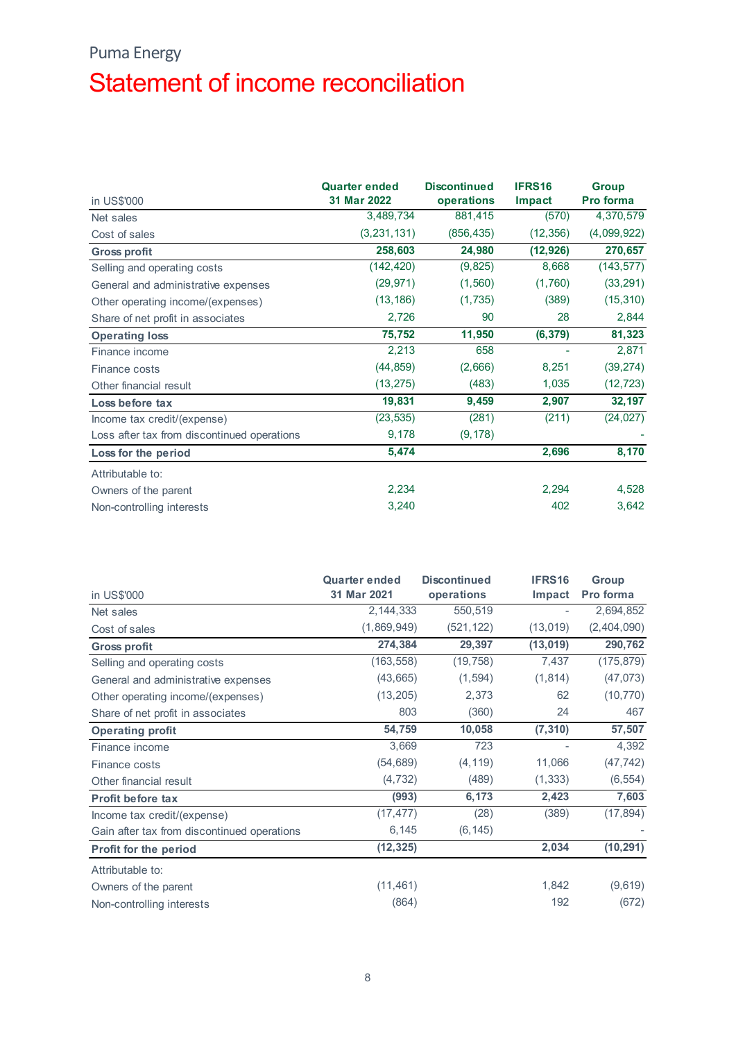Puma Energy

# Statement of income reconciliation

| in US$'000 | Quarter ended 31 Mar 2022 | Discontinued operations | IFRS16 Impact | Group Pro forma |
|---|---|---|---|---|
| Net sales | 3,489,734 | 881,415 | (570) | 4,370,579 |
| Cost of sales | (3,231,131) | (856,435) | (12,356) | (4,099,922) |
| **Gross profit** | **258,603** | **24,980** | **(12,926)** | **270,657** |
| Selling and operating costs | (142,420) | (9,825) | 8,668 | (143,577) |
| General and administrative expenses | (29,971) | (1,560) | (1,760) | (33,291) |
| Other operating income/(expenses) | (13,186) | (1,735) | (389) | (15,310) |
| Share of net profit in associates | 2,726 | 90 | 28 | 2,844 |
| **Operating loss** | **75,752** | **11,950** | **(6,379)** | **81,323** |
| Finance income | 2,213 | 658 | - | 2,871 |
| Finance costs | (44,859) | (2,666) | 8,251 | (39,274) |
| Other financial result | (13,275) | (483) | 1,035 | (12,723) |
| **Loss before tax** | **19,831** | **9,459** | **2,907** | **32,197** |
| Income tax credit/(expense) | (23,535) | (281) | (211) | (24,027) |
| Loss after tax from discontinued operations | 9,178 | (9,178) | | - |
| **Loss for the period** | **5,474** | | **2,696** | **8,170** |
| Attributable to: | | | | |
| Owners of the parent | 2,234 | | 2,294 | 4,528 |
| Non-controlling interests | 3,240 | | 402 | 3,642 |

| in US$'000 | Quarter ended 31 Mar 2021 | Discontinued operations | IFRS16 Impact | Group Pro forma |
|---|---|---|---|---|
| Net sales | 2,144,333 | 550,519 | - | 2,694,852 |
| Cost of sales | (1,869,949) | (521,122) | (13,019) | (2,404,090) |
| **Gross profit** | **274,384** | **29,397** | **(13,019)** | **290,762** |
| Selling and operating costs | (163,558) | (19,758) | 7,437 | (175,879) |
| General and administrative expenses | (43,665) | (1,594) | (1,814) | (47,073) |
| Other operating income/(expenses) | (13,205) | 2,373 | 62 | (10,770) |
| Share of net profit in associates | 803 | (360) | 24 | 467 |
| **Operating profit** | **54,759** | **10,058** | **(7,310)** | **57,507** |
| Finance income | 3,669 | 723 | - | 4,392 |
| Finance costs | (54,689) | (4,119) | 11,066 | (47,742) |
| Other financial result | (4,732) | (489) | (1,333) | (6,554) |
| **Profit before tax** | **(993)** | **6,173** | **2,423** | **7,603** |
| Income tax credit/(expense) | (17,477) | (28) | (389) | (17,894) |
| Gain after tax from discontinued operations | 6,145 | (6,145) | | - |
| **Profit for the period** | **(12,325)** | | **2,034** | **(10,291)** |
| Attributable to: | | | | |
| Owners of the parent | (11,461) | | 1,842 | (9,619) |
| Non-controlling interests | (864) | | 192 | (672) |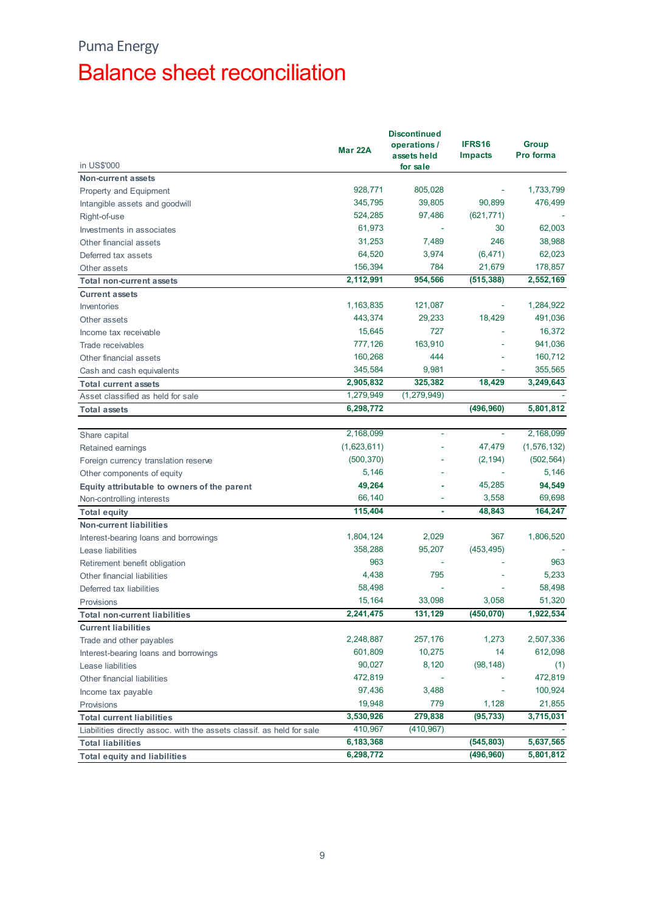Puma Energy

# Balance sheet reconciliation

| in US$'000 | Mar 22A | Discontinued operations / assets held for sale | IFRS16 Impacts | Group Pro forma |
|---|---|---|---|---|
| **Non-current assets** | | | | |
| Property and Equipment | 928,771 | 805,028 | - | 1,733,799 |
| Intangible assets and goodwill | 345,795 | 39,805 | 90,899 | 476,499 |
| Right-of-use | 524,285 | 97,486 | (621,771) | - |
| Investments in associates | 61,973 | - | 30 | 62,003 |
| Other financial assets | 31,253 | 7,489 | 246 | 38,988 |
| Deferred tax assets | 64,520 | 3,974 | (6,471) | 62,023 |
| Other assets | 156,394 | 784 | 21,679 | 178,857 |
| **Total non-current assets** | **2,112,991** | **954,566** | **(515,388)** | **2,552,169** |
| **Current assets** | | | | |
| Inventories | 1,163,835 | 121,087 | - | 1,284,922 |
| Other assets | 443,374 | 29,233 | 18,429 | 491,036 |
| Income tax receivable | 15,645 | 727 | - | 16,372 |
| Trade receivables | 777,126 | 163,910 | - | 941,036 |
| Other financial assets | 160,268 | 444 | - | 160,712 |
| Cash and cash equivalents | 345,584 | 9,981 | - | 355,565 |
| **Total current assets** | **2,905,832** | **325,382** | **18,429** | **3,249,643** |
| Asset classified as held for sale | 1,279,949 | (1,279,949) | | - |
| **Total assets** | **6,298,772** | | **(496,960)** | **5,801,812** |
| | | | | |
| Share capital | 2,168,099 | - | - | 2,168,099 |
| Retained earnings | (1,623,611) | - | 47,479 | (1,576,132) |
| Foreign currency translation reserve | (500,370) | - | (2,194) | (502,564) |
| Other components of equity | 5,146 | - | - | 5,146 |
| **Equity attributable to owners of the parent** | **49,264** | **-** | 45,285 | **94,549** |
| Non-controlling interests | 66,140 | - | 3,558 | 69,698 |
| **Total equity** | **115,404** | **-** | **48,843** | **164,247** |
| **Non-current liabilities** | | | | |
| Interest-bearing loans and borrowings | 1,804,124 | 2,029 | 367 | 1,806,520 |
| Lease liabilities | 358,288 | 95,207 | (453,495) | - |
| Retirement benefit obligation | 963 | - | | 963 |
| Other financial liabilities | 4,438 | 795 | - | 5,233 |
| Deferred tax liabilities | 58,498 | - | - | 58,498 |
| Provisions | 15,164 | 33,098 | 3,058 | 51,320 |
| **Total non-current liabilities** | **2,241,475** | **131,129** | **(450,070)** | **1,922,534** |
| **Current liabilities** | | | | |
| Trade and other payables | 2,248,887 | 257,176 | 1,273 | 2,507,336 |
| Interest-bearing loans and borrowings | 601,809 | 10,275 | 14 | 612,098 |
| Lease liabilities | 90,027 | 8,120 | (98,148) | (1) |
| Other financial liabilities | 472,819 | - | - | 472,819 |
| Income tax payable | 97,436 | 3,488 | - | 100,924 |
| Provisions | 19,948 | 779 | 1,128 | 21,855 |
| **Total current liabilities** | **3,530,926** | **279,838** | **(95,733)** | **3,715,031** |
| Liabilities directly assoc. with the assets classif. as held for sale | 410,967 | (410,967) | | - |
| **Total liabilities** | **6,183,368** | | **(545,803)** | **5,637,565** |
| **Total equity and liabilities** | **6,298,772** | | **(496,960)** | **5,801,812** |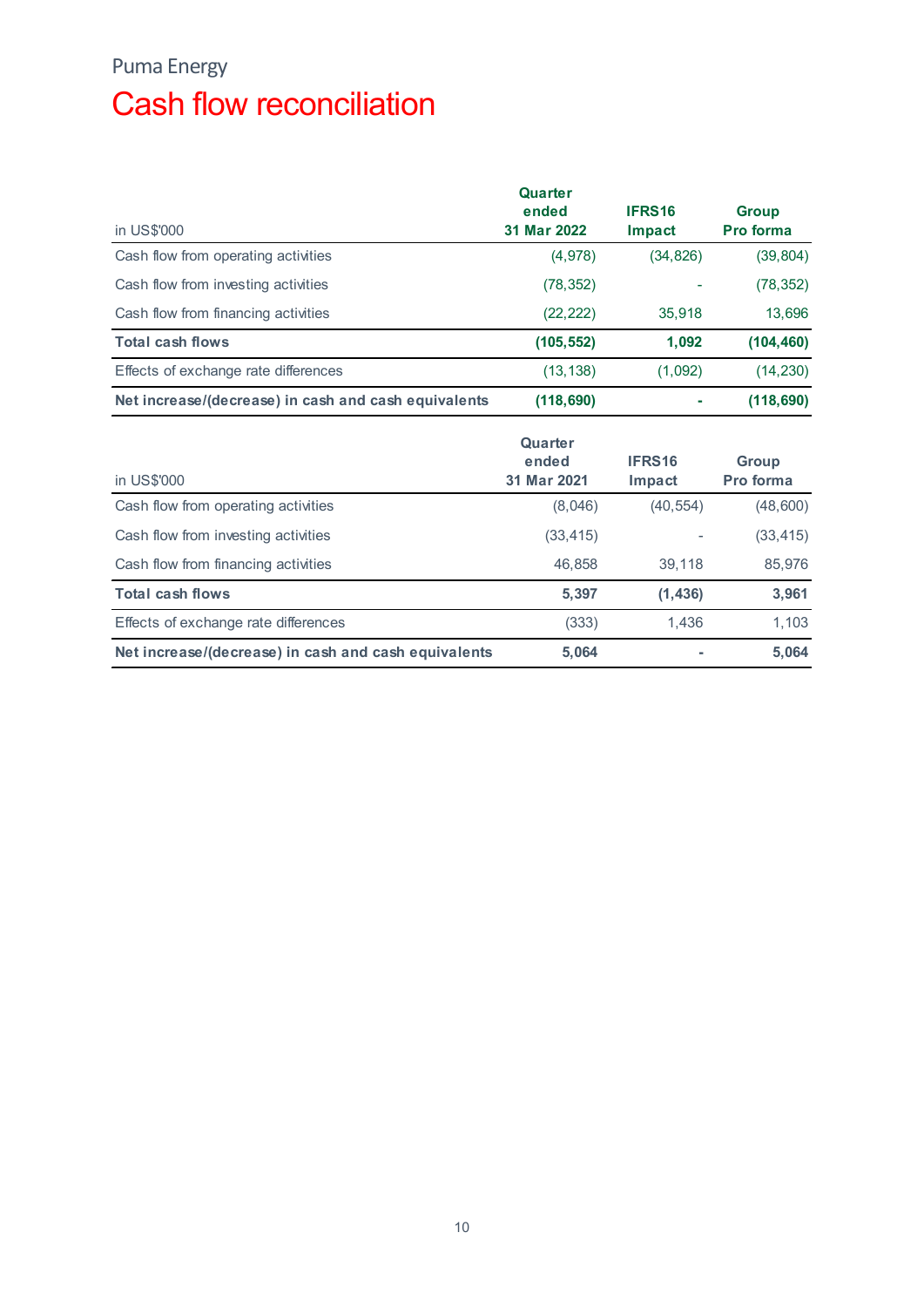Puma Energy

# Cash flow reconciliation

| in US$'000 | Quarter ended 31 Mar 2022 | IFRS16 Impact | Group Pro forma |
|---|---|---|---|
| Cash flow from operating activities | (4,978) | (34,826) | (39,804) |
| Cash flow from investing activities | (78,352) | - | (78,352) |
| Cash flow from financing activities | (22,222) | 35,918 | 13,696 |
| **Total cash flows** | **(105,552)** | **1,092** | **(104,460)** |
| Effects of exchange rate differences | (13,138) | (1,092) | (14,230) |
| **Net increase/(decrease) in cash and cash equivalents** | **(118,690)** | **-** | **(118,690)** |

| in US$'000 | Quarter ended 31 Mar 2021 | IFRS16 Impact | Group Pro forma |
|---|---|---|---|
| Cash flow from operating activities | (8,046) | (40,554) | (48,600) |
| Cash flow from investing activities | (33,415) | - | (33,415) |
| Cash flow from financing activities | 46,858 | 39,118 | 85,976 |
| **Total cash flows** | **5,397** | **(1,436)** | **3,961** |
| Effects of exchange rate differences | (333) | 1,436 | 1,103 |
| **Net increase/(decrease) in cash and cash equivalents** | **5,064** | **-** | **5,064** |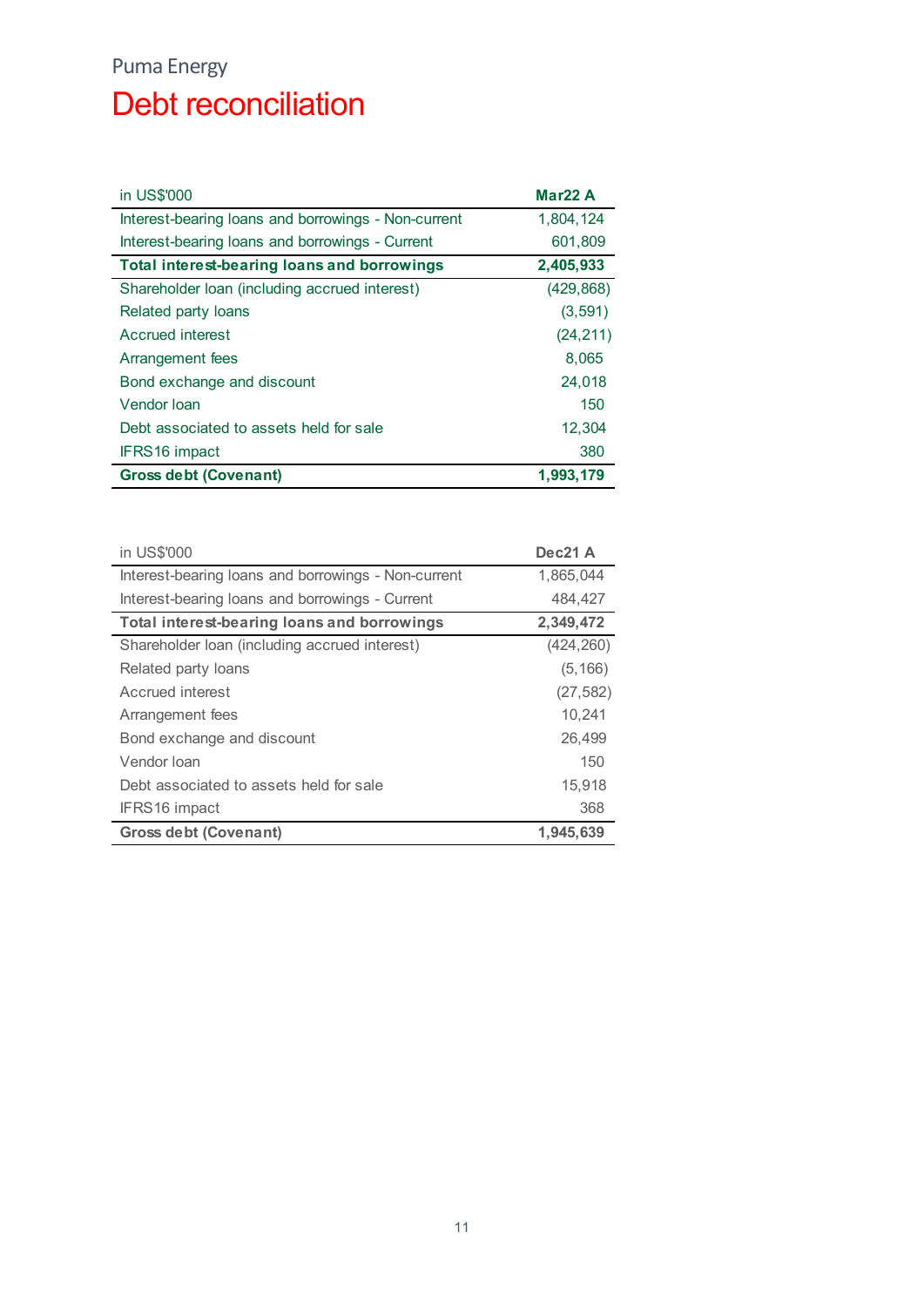Puma Energy

# Debt reconciliation

| in US$'000 | Mar22 A |
|---|---|
| Interest-bearing loans and borrowings - Non-current | 1,804,124 |
| Interest-bearing loans and borrowings - Current | 601,809 |
| **Total interest-bearing loans and borrowings** | **2,405,933** |
| Shareholder loan (including accrued interest) | (429,868) |
| Related party loans | (3,591) |
| Accrued interest | (24,211) |
| Arrangement fees | 8,065 |
| Bond exchange and discount | 24,018 |
| Vendor loan | 150 |
| Debt associated to assets held for sale | 12,304 |
| IFRS16 impact | 380 |
| **Gross debt (Covenant)** | **1,993,179** |

| in US$'000 | Dec21 A |
|---|---|
| Interest-bearing loans and borrowings - Non-current | 1,865,044 |
| Interest-bearing loans and borrowings - Current | 484,427 |
| **Total interest-bearing loans and borrowings** | **2,349,472** |
| Shareholder loan (including accrued interest) | (424,260) |
| Related party loans | (5,166) |
| Accrued interest | (27,582) |
| Arrangement fees | 10,241 |
| Bond exchange and discount | 26,499 |
| Vendor loan | 150 |
| Debt associated to assets held for sale | 15,918 |
| IFRS16 impact | 368 |
| **Gross debt (Covenant)** | **1,945,639** |